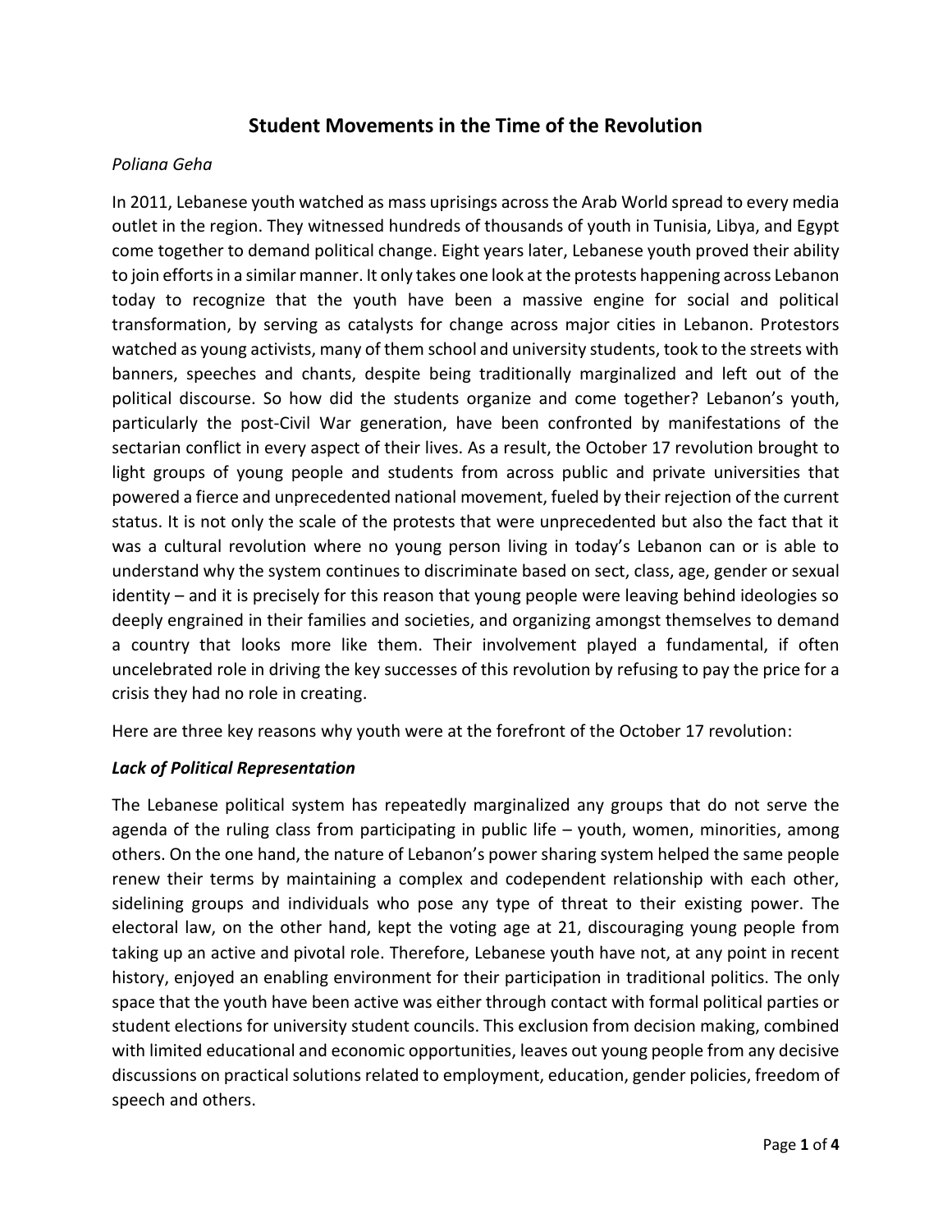# Student Movements in the Time of the Revolution

*Poliana Geha*

In 2011, Lebanese youth watched as mass uprisings across the Arab World spread to every media outlet in the region. They witnessed hundreds of thousands of youth in Tunisia, Libya, and Egypt come together to demand political change. Eight years later, Lebanese youth proved their ability to join efforts in a similar manner. It only takes one look at the protests happening across Lebanon today to recognize that the youth have been a massive engine for social and political transformation, by serving as catalysts for change across major cities in Lebanon. Protestors watched as young activists, many of them school and university students, took to the streets with banners, speeches and chants, despite being traditionally marginalized and left out of the political discourse. So how did the students organize and come together? Lebanon's youth, particularly the post-Civil War generation, have been confronted by manifestations of the sectarian conflict in every aspect of their lives. As a result, the October 17 revolution brought to light groups of young people and students from across public and private universities that powered a fierce and unprecedented national movement, fueled by their rejection of the current status. It is not only the scale of the protests that were unprecedented but also the fact that it was a cultural revolution where no young person living in today's Lebanon can or is able to understand why the system continues to discriminate based on sect, class, age, gender or sexual identity – and it is precisely for this reason that young people were leaving behind ideologies so deeply engrained in their families and societies, and organizing amongst themselves to demand a country that looks more like them. Their involvement played a fundamental, if often uncelebrated role in driving the key successes of this revolution by refusing to pay the price for a crisis they had no role in creating.

Here are three key reasons why youth were at the forefront of the October 17 revolution:

### *Lack of Political Representation*

The Lebanese political system has repeatedly marginalized any groups that do not serve the agenda of the ruling class from participating in public life – youth, women, minorities, among others. On the one hand, the nature of Lebanon's power sharing system helped the same people renew their terms by maintaining a complex and codependent relationship with each other, sidelining groups and individuals who pose any type of threat to their existing power. The electoral law, on the other hand, kept the voting age at 21, discouraging young people from taking up an active and pivotal role. Therefore, Lebanese youth have not, at any point in recent history, enjoyed an enabling environment for their participation in traditional politics. The only space that the youth have been active was either through contact with formal political parties or student elections for university student councils. This exclusion from decision making, combined with limited educational and economic opportunities, leaves out young people from any decisive discussions on practical solutions related to employment, education, gender policies, freedom of speech and others.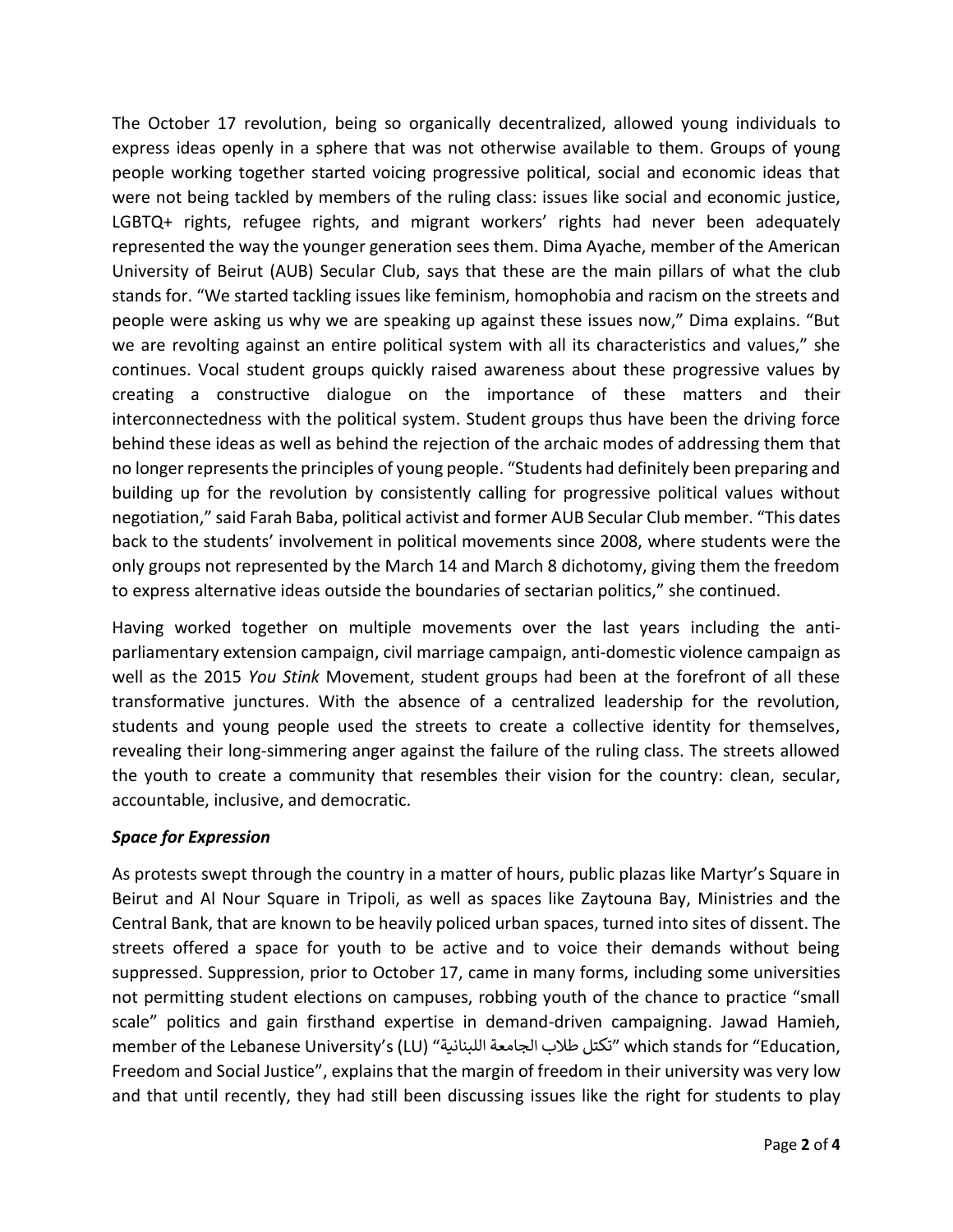The October 17 revolution, being so organically decentralized, allowed young individuals to express ideas openly in a sphere that was not otherwise available to them. Groups of young people working together started voicing progressive political, social and economic ideas that were not being tackled by members of the ruling class: issues like social and economic justice, LGBTQ+ rights, refugee rights, and migrant workers' rights had never been adequately represented the way the younger generation sees them. Dima Ayache, member of the American University of Beirut (AUB) Secular Club, says that these are the main pillars of what the club stands for. "We started tackling issues like feminism, homophobia and racism on the streets and people were asking us why we are speaking up against these issues now," Dima explains. "But we are revolting against an entire political system with all its characteristics and values," she continues. Vocal student groups quickly raised awareness about these progressive values by creating a constructive dialogue on the importance of these matters and their interconnectedness with the political system. Student groups thus have been the driving force behind these ideas as well as behind the rejection of the archaic modes of addressing them that no longer represents the principles of young people. "Students had definitely been preparing and building up for the revolution by consistently calling for progressive political values without negotiation," said Farah Baba, political activist and former AUB Secular Club member. "This dates back to the students' involvement in political movements since 2008, where students were the only groups not represented by the March 14 and March 8 dichotomy, giving them the freedom to express alternative ideas outside the boundaries of sectarian politics," she continued.

Having worked together on multiple movements over the last years including the anti-parliamentary extension campaign, civil marriage campaign, anti-domestic violence campaign as well as the 2015 *You Stink* Movement, student groups had been at the forefront of all these transformative junctures. With the absence of a centralized leadership for the revolution, students and young people used the streets to create a collective identity for themselves, revealing their long-simmering anger against the failure of the ruling class. The streets allowed the youth to create a community that resembles their vision for the country: clean, secular, accountable, inclusive, and democratic.

### ***Space for Expression***

As protests swept through the country in a matter of hours, public plazas like Martyr's Square in Beirut and Al Nour Square in Tripoli, as well as spaces like Zaytouna Bay, Ministries and the Central Bank, that are known to be heavily policed urban spaces, turned into sites of dissent. The streets offered a space for youth to be active and to voice their demands without being suppressed. Suppression, prior to October 17, came in many forms, including some universities not permitting student elections on campuses, robbing youth of the chance to practice "small scale" politics and gain firsthand expertise in demand-driven campaigning. Jawad Hamieh, member of the Lebanese University's (LU) "تكتل طلاب الجامعة اللبنانية" which stands for "Education, Freedom and Social Justice", explains that the margin of freedom in their university was very low and that until recently, they had still been discussing issues like the right for students to play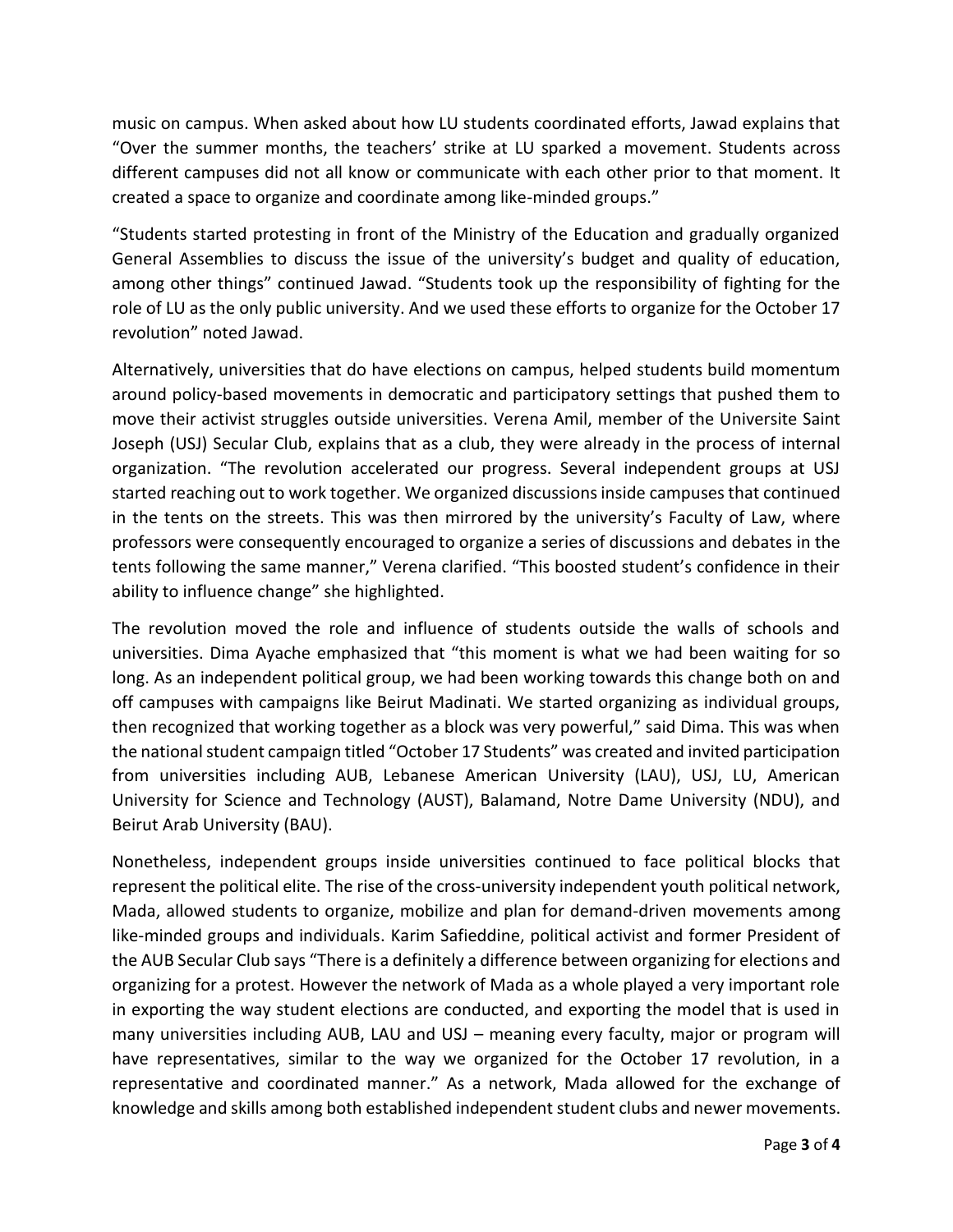music on campus. When asked about how LU students coordinated efforts, Jawad explains that "Over the summer months, the teachers' strike at LU sparked a movement. Students across different campuses did not all know or communicate with each other prior to that moment. It created a space to organize and coordinate among like-minded groups."

"Students started protesting in front of the Ministry of the Education and gradually organized General Assemblies to discuss the issue of the university's budget and quality of education, among other things" continued Jawad. "Students took up the responsibility of fighting for the role of LU as the only public university. And we used these efforts to organize for the October 17 revolution" noted Jawad.

Alternatively, universities that do have elections on campus, helped students build momentum around policy-based movements in democratic and participatory settings that pushed them to move their activist struggles outside universities. Verena Amil, member of the Universite Saint Joseph (USJ) Secular Club, explains that as a club, they were already in the process of internal organization. "The revolution accelerated our progress. Several independent groups at USJ started reaching out to work together. We organized discussions inside campuses that continued in the tents on the streets. This was then mirrored by the university's Faculty of Law, where professors were consequently encouraged to organize a series of discussions and debates in the tents following the same manner," Verena clarified. "This boosted student's confidence in their ability to influence change" she highlighted.

The revolution moved the role and influence of students outside the walls of schools and universities. Dima Ayache emphasized that "this moment is what we had been waiting for so long. As an independent political group, we had been working towards this change both on and off campuses with campaigns like Beirut Madinati. We started organizing as individual groups, then recognized that working together as a block was very powerful," said Dima. This was when the national student campaign titled "October 17 Students" was created and invited participation from universities including AUB, Lebanese American University (LAU), USJ, LU, American University for Science and Technology (AUST), Balamand, Notre Dame University (NDU), and Beirut Arab University (BAU).

Nonetheless, independent groups inside universities continued to face political blocks that represent the political elite. The rise of the cross-university independent youth political network, Mada, allowed students to organize, mobilize and plan for demand-driven movements among like-minded groups and individuals. Karim Safieddine, political activist and former President of the AUB Secular Club says "There is a definitely a difference between organizing for elections and organizing for a protest. However the network of Mada as a whole played a very important role in exporting the way student elections are conducted, and exporting the model that is used in many universities including AUB, LAU and USJ – meaning every faculty, major or program will have representatives, similar to the way we organized for the October 17 revolution, in a representative and coordinated manner." As a network, Mada allowed for the exchange of knowledge and skills among both established independent student clubs and newer movements.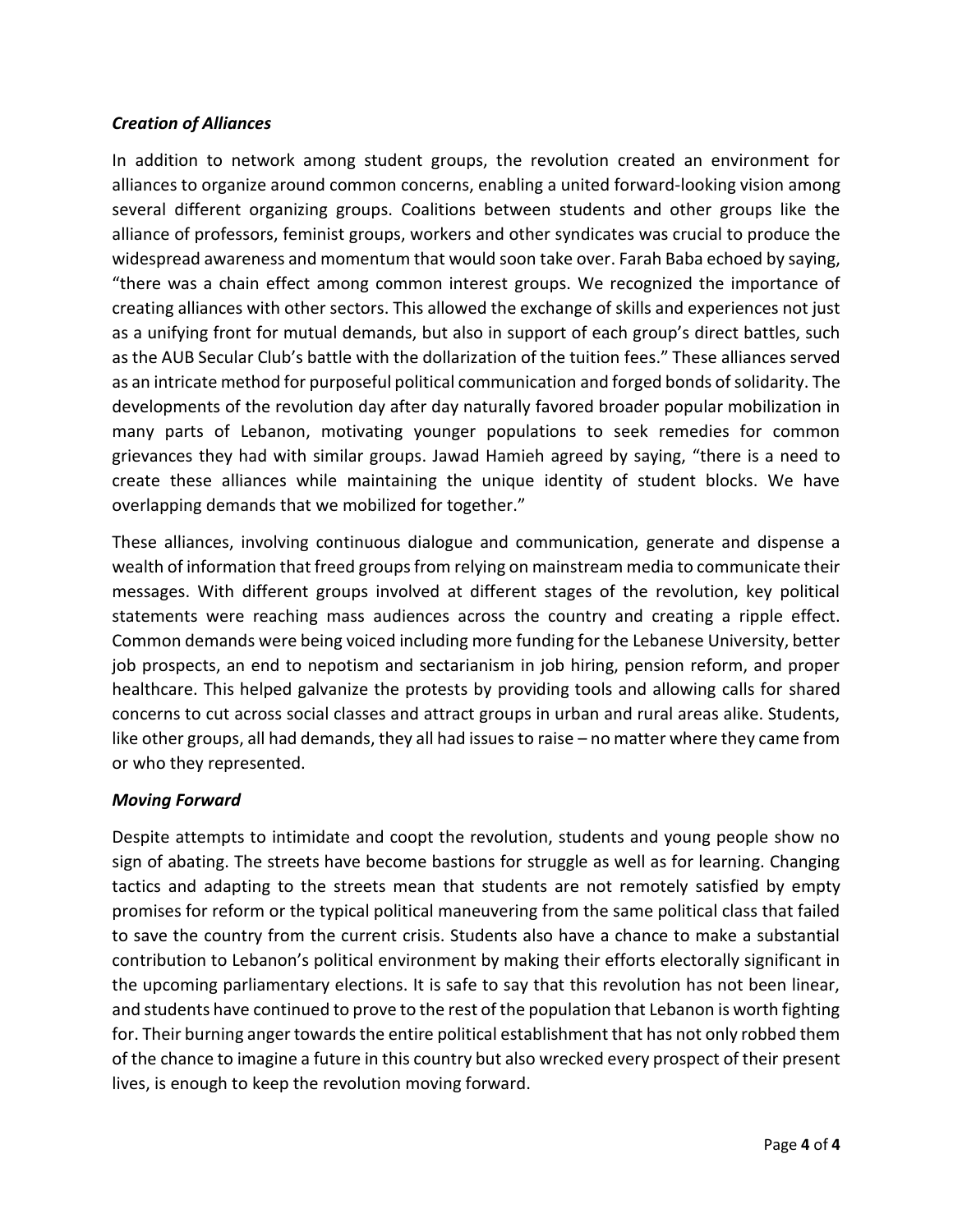### *Creation of Alliances*

In addition to network among student groups, the revolution created an environment for alliances to organize around common concerns, enabling a united forward-looking vision among several different organizing groups. Coalitions between students and other groups like the alliance of professors, feminist groups, workers and other syndicates was crucial to produce the widespread awareness and momentum that would soon take over. Farah Baba echoed by saying, "there was a chain effect among common interest groups. We recognized the importance of creating alliances with other sectors. This allowed the exchange of skills and experiences not just as a unifying front for mutual demands, but also in support of each group's direct battles, such as the AUB Secular Club's battle with the dollarization of the tuition fees." These alliances served as an intricate method for purposeful political communication and forged bonds of solidarity. The developments of the revolution day after day naturally favored broader popular mobilization in many parts of Lebanon, motivating younger populations to seek remedies for common grievances they had with similar groups. Jawad Hamieh agreed by saying, "there is a need to create these alliances while maintaining the unique identity of student blocks. We have overlapping demands that we mobilized for together."

These alliances, involving continuous dialogue and communication, generate and dispense a wealth of information that freed groups from relying on mainstream media to communicate their messages. With different groups involved at different stages of the revolution, key political statements were reaching mass audiences across the country and creating a ripple effect. Common demands were being voiced including more funding for the Lebanese University, better job prospects, an end to nepotism and sectarianism in job hiring, pension reform, and proper healthcare. This helped galvanize the protests by providing tools and allowing calls for shared concerns to cut across social classes and attract groups in urban and rural areas alike. Students, like other groups, all had demands, they all had issues to raise – no matter where they came from or who they represented.

### *Moving Forward*

Despite attempts to intimidate and coopt the revolution, students and young people show no sign of abating. The streets have become bastions for struggle as well as for learning. Changing tactics and adapting to the streets mean that students are not remotely satisfied by empty promises for reform or the typical political maneuvering from the same political class that failed to save the country from the current crisis. Students also have a chance to make a substantial contribution to Lebanon's political environment by making their efforts electorally significant in the upcoming parliamentary elections. It is safe to say that this revolution has not been linear, and students have continued to prove to the rest of the population that Lebanon is worth fighting for. Their burning anger towards the entire political establishment that has not only robbed them of the chance to imagine a future in this country but also wrecked every prospect of their present lives, is enough to keep the revolution moving forward.